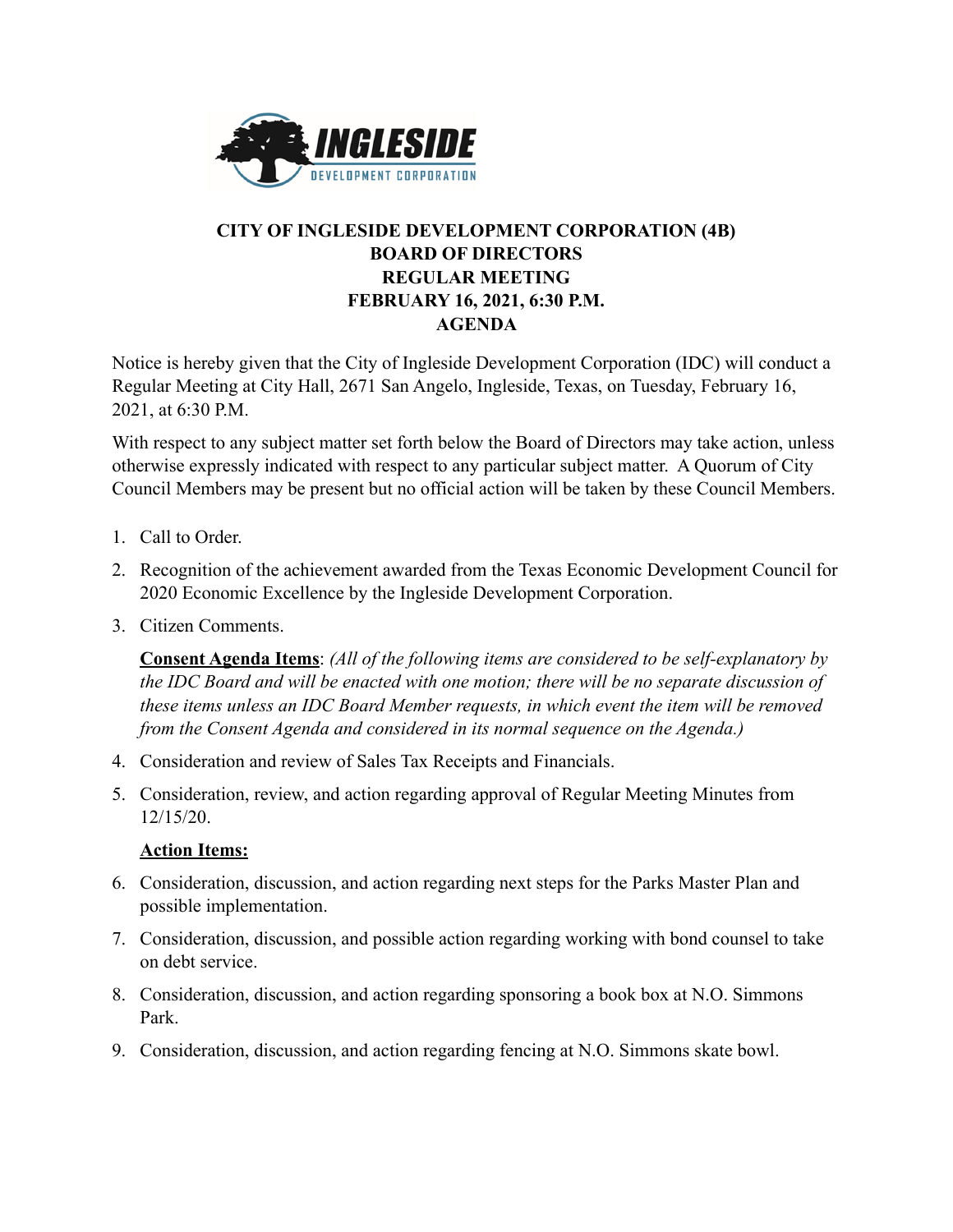# CITY OF INGLESIDE DEVELOPMENT CORPORATION (4B)
## BOARD OF DIRECTORS
## REGULAR MEETING
## FEBRUARY 16, 2021, 6:30 P.M.
## AGENDA

Notice is hereby given that the City of Ingleside Development Corporation (IDC) will conduct a Regular Meeting at City Hall, 2671 San Angelo, Ingleside, Texas, on Tuesday, February 16, 2021, at 6:30 P.M.

With respect to any subject matter set forth below the Board of Directors may take action, unless otherwise expressly indicated with respect to any particular subject matter. A Quorum of City Council Members may be present but no official action will be taken by these Council Members.

1. Call to Order.
2. Recognition of the achievement awarded from the Texas Economic Development Council for 2020 Economic Excellence by the Ingleside Development Corporation.
3. Citizen Comments.

**Consent Agenda Items**: *(All of the following items are considered to be self-explanatory by the IDC Board and will be enacted with one motion; there will be no separate discussion of these items unless an IDC Board Member requests, in which event the item will be removed from the Consent Agenda and considered in its normal sequence on the Agenda.)*

4. Consideration and review of Sales Tax Receipts and Financials.
5. Consideration, review, and action regarding approval of Regular Meeting Minutes from 12/15/20.

**Action Items:**

6. Consideration, discussion, and action regarding next steps for the Parks Master Plan and possible implementation.
7. Consideration, discussion, and possible action regarding working with bond counsel to take on debt service.
8. Consideration, discussion, and action regarding sponsoring a book box at N.O. Simmons Park.
9. Consideration, discussion, and action regarding fencing at N.O. Simmons skate bowl.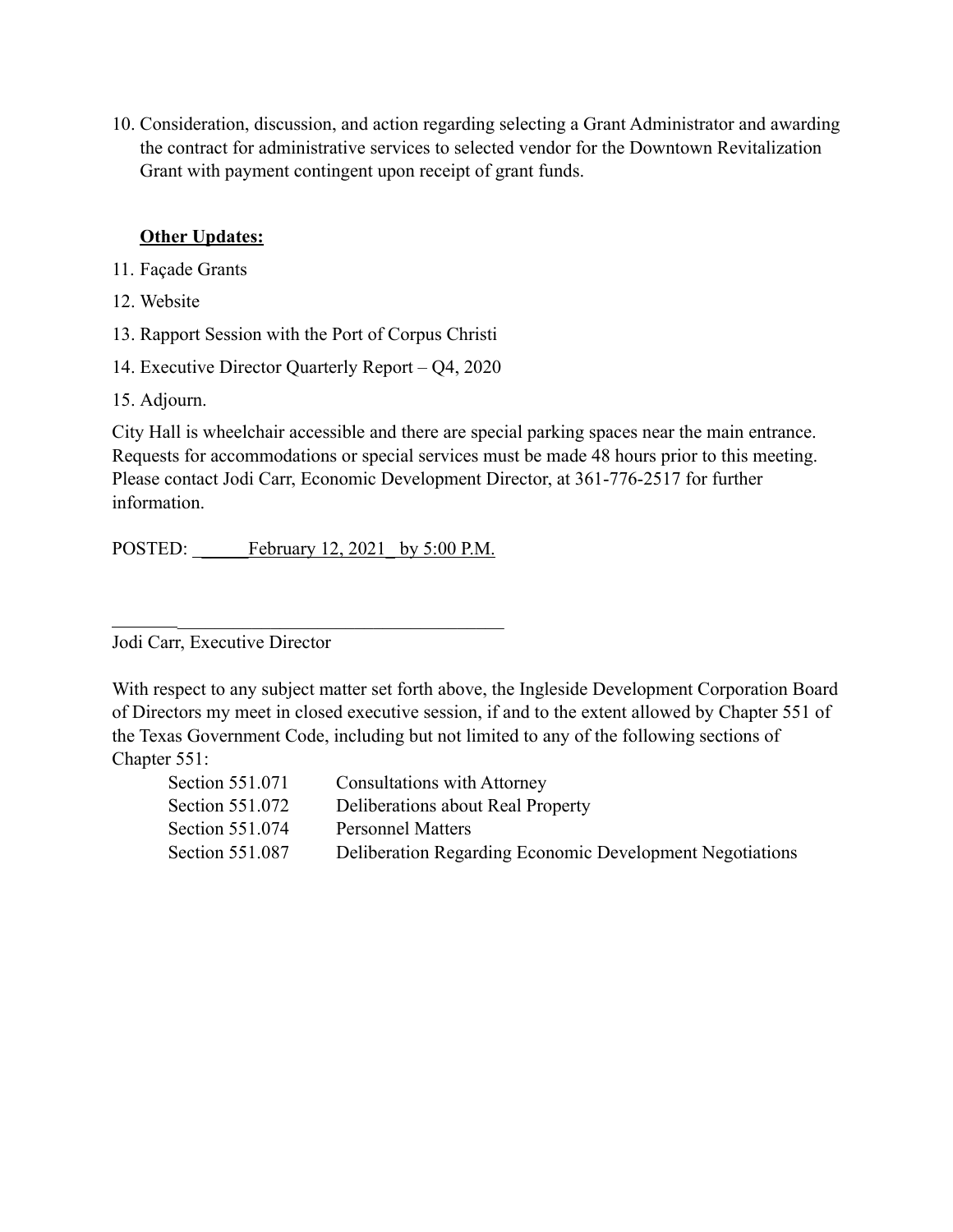10. Consideration, discussion, and action regarding selecting a Grant Administrator and awarding the contract for administrative services to selected vendor for the Downtown Revitalization Grant with payment contingent upon receipt of grant funds.

**Other Updates:**

11. Façade Grants
12. Website
13. Rapport Session with the Port of Corpus Christi
14. Executive Director Quarterly Report – Q4, 2020
15. Adjourn.

City Hall is wheelchair accessible and there are special parking spaces near the main entrance. Requests for accommodations or special services must be made 48 hours prior to this meeting. Please contact Jodi Carr, Economic Development Director, at 361-776-2517 for further information.

POSTED: ______February 12, 2021_ by 5:00 P.M.

____________________________________________

Jodi Carr, Executive Director

With respect to any subject matter set forth above, the Ingleside Development Corporation Board of Directors my meet in closed executive session, if and to the extent allowed by Chapter 551 of the Texas Government Code, including but not limited to any of the following sections of Chapter 551:

| | |
|---|---|
| Section 551.071 | Consultations with Attorney |
| Section 551.072 | Deliberations about Real Property |
| Section 551.074 | Personnel Matters |
| Section 551.087 | Deliberation Regarding Economic Development Negotiations |